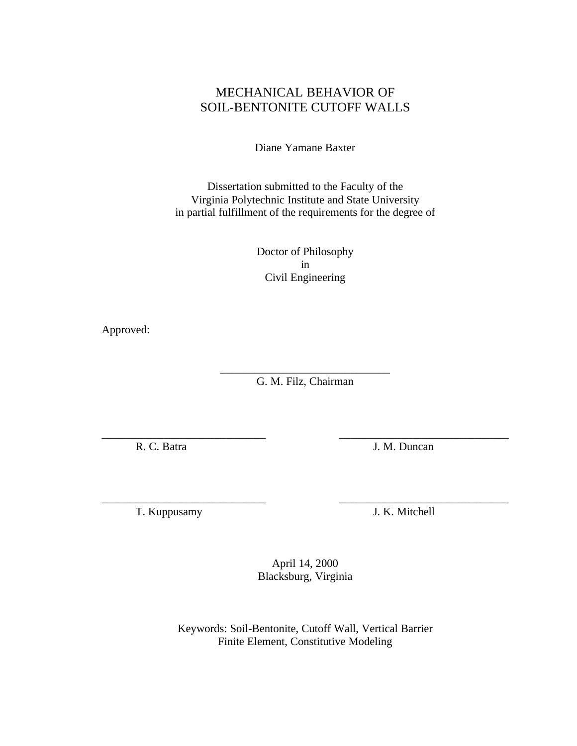# MECHANICAL BEHAVIOR OF SOIL-BENTONITE CUTOFF WALLS

Diane Yamane Baxter

Dissertation submitted to the Faculty of the
Virginia Polytechnic Institute and State University
in partial fulfillment of the requirements for the degree of

Doctor of Philosophy
in
Civil Engineering

Approved:

______________________________
G. M. Filz, Chairman

______________________________
R. C. Batra

______________________________
J. M. Duncan

______________________________
T. Kuppusamy

______________________________
J. K. Mitchell

April 14, 2000
Blacksburg, Virginia

Keywords: Soil-Bentonite, Cutoff Wall, Vertical Barrier
Finite Element, Constitutive Modeling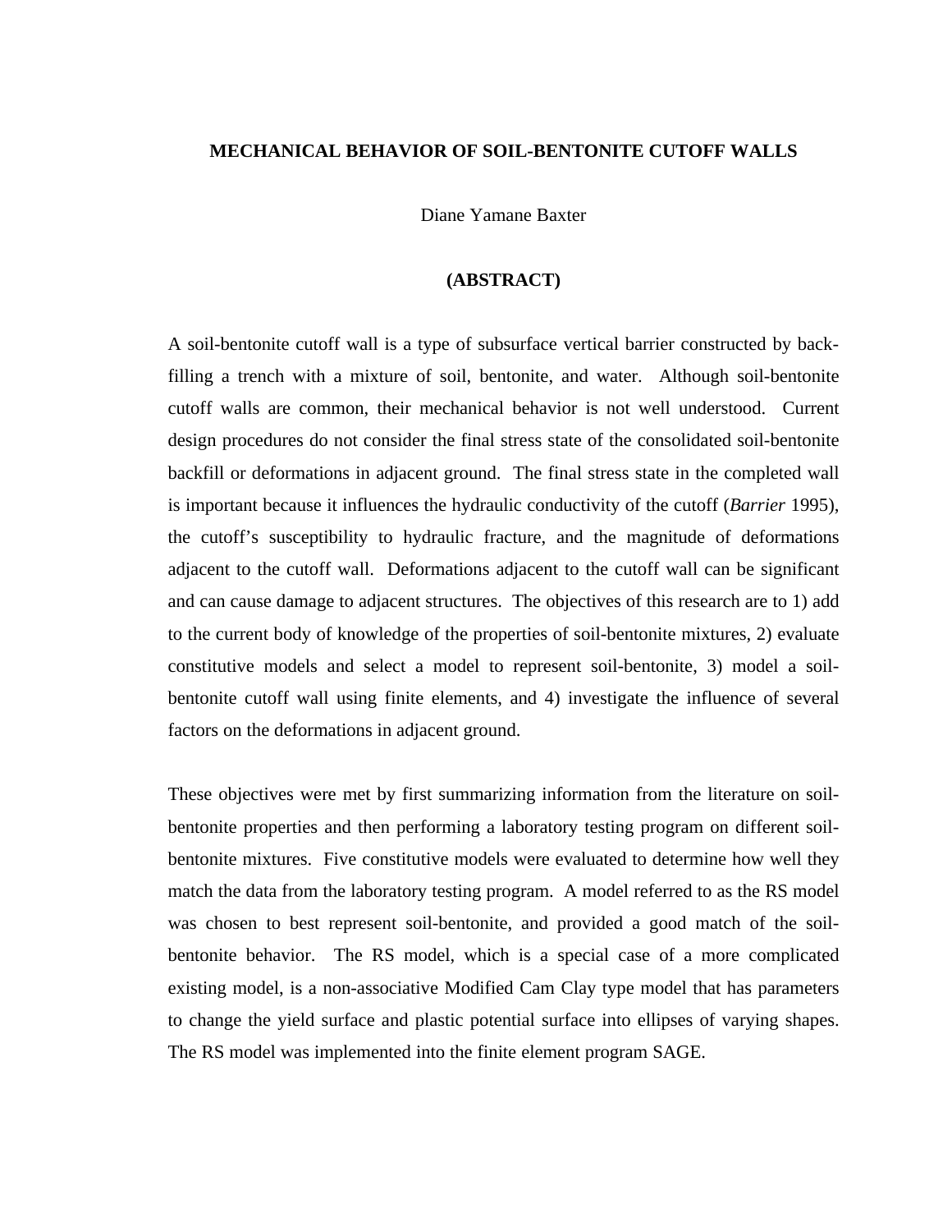# MECHANICAL BEHAVIOR OF SOIL-BENTONITE CUTOFF WALLS

Diane Yamane Baxter

## (ABSTRACT)

A soil-bentonite cutoff wall is a type of subsurface vertical barrier constructed by back-filling a trench with a mixture of soil, bentonite, and water. Although soil-bentonite cutoff walls are common, their mechanical behavior is not well understood. Current design procedures do not consider the final stress state of the consolidated soil-bentonite backfill or deformations in adjacent ground. The final stress state in the completed wall is important because it influences the hydraulic conductivity of the cutoff (*Barrier* 1995), the cutoff's susceptibility to hydraulic fracture, and the magnitude of deformations adjacent to the cutoff wall. Deformations adjacent to the cutoff wall can be significant and can cause damage to adjacent structures. The objectives of this research are to 1) add to the current body of knowledge of the properties of soil-bentonite mixtures, 2) evaluate constitutive models and select a model to represent soil-bentonite, 3) model a soil-bentonite cutoff wall using finite elements, and 4) investigate the influence of several factors on the deformations in adjacent ground.

These objectives were met by first summarizing information from the literature on soil-bentonite properties and then performing a laboratory testing program on different soil-bentonite mixtures. Five constitutive models were evaluated to determine how well they match the data from the laboratory testing program. A model referred to as the RS model was chosen to best represent soil-bentonite, and provided a good match of the soil-bentonite behavior. The RS model, which is a special case of a more complicated existing model, is a non-associative Modified Cam Clay type model that has parameters to change the yield surface and plastic potential surface into ellipses of varying shapes. The RS model was implemented into the finite element program SAGE.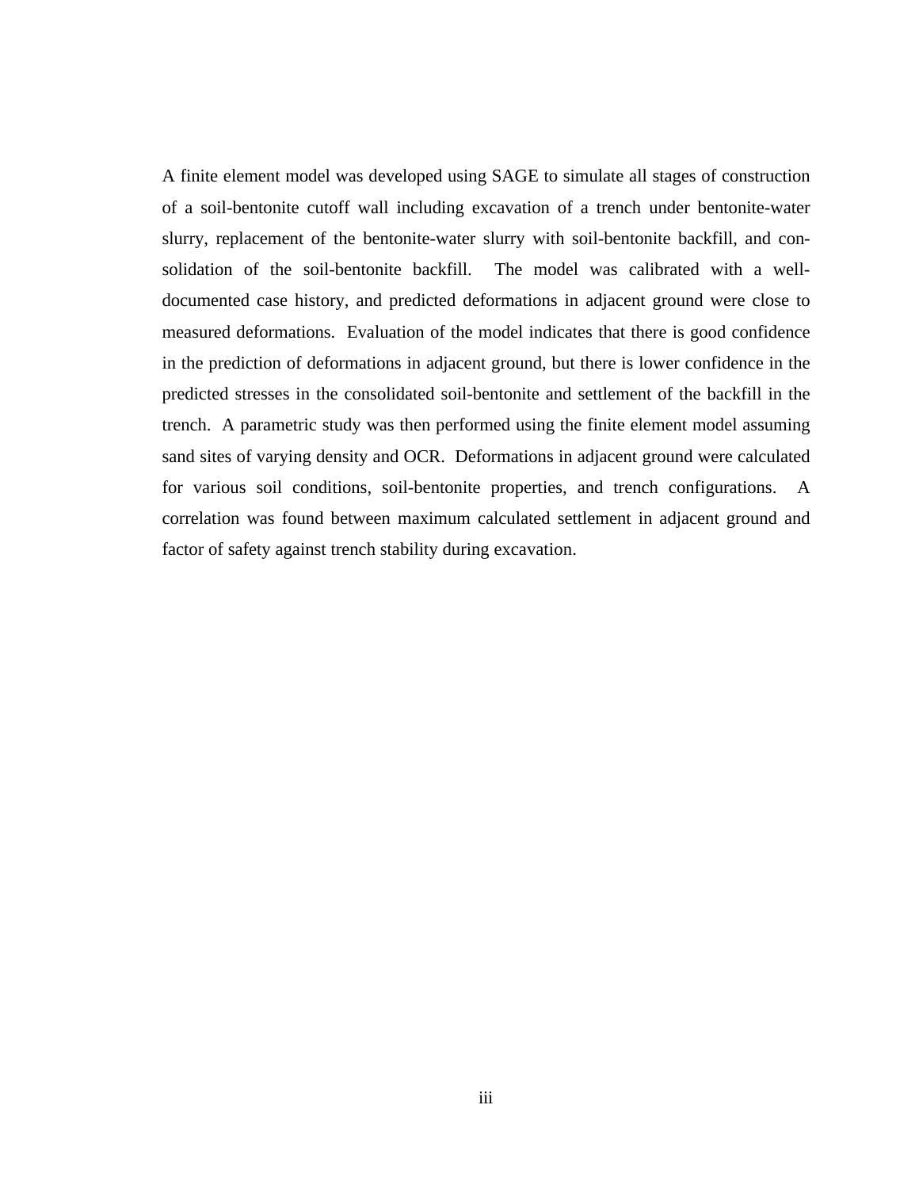A finite element model was developed using SAGE to simulate all stages of construction of a soil-bentonite cutoff wall including excavation of a trench under bentonite-water slurry, replacement of the bentonite-water slurry with soil-bentonite backfill, and consolidation of the soil-bentonite backfill. The model was calibrated with a well-documented case history, and predicted deformations in adjacent ground were close to measured deformations. Evaluation of the model indicates that there is good confidence in the prediction of deformations in adjacent ground, but there is lower confidence in the predicted stresses in the consolidated soil-bentonite and settlement of the backfill in the trench. A parametric study was then performed using the finite element model assuming sand sites of varying density and OCR. Deformations in adjacent ground were calculated for various soil conditions, soil-bentonite properties, and trench configurations. A correlation was found between maximum calculated settlement in adjacent ground and factor of safety against trench stability during excavation.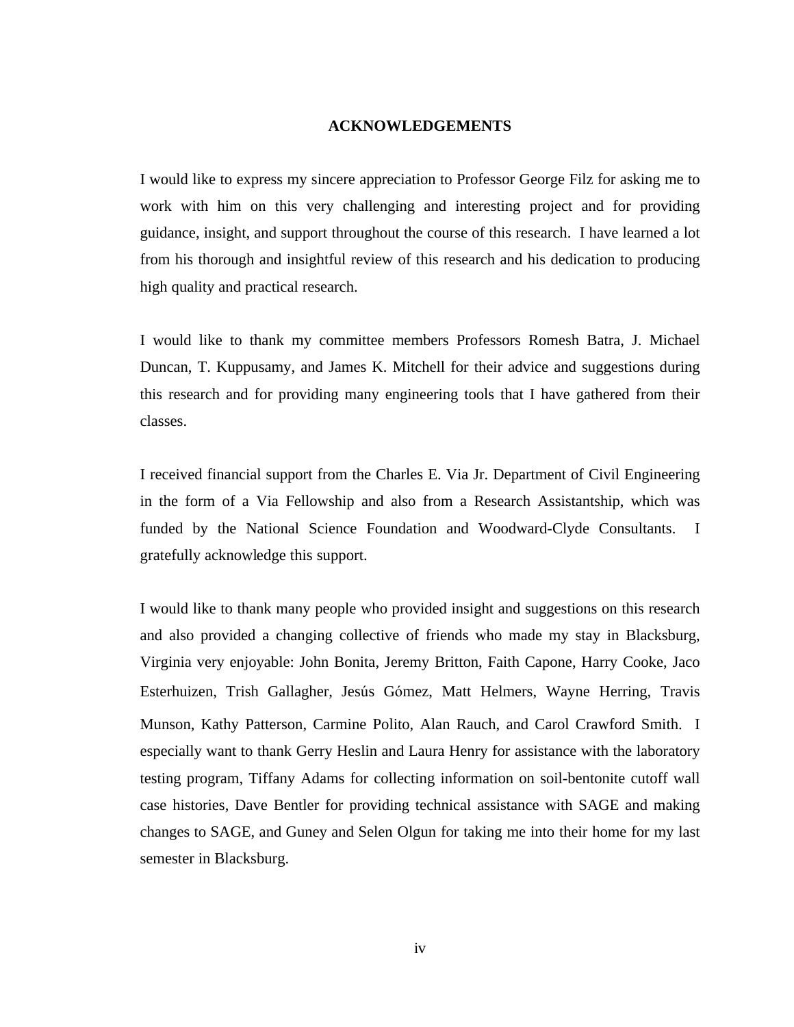# ACKNOWLEDGEMENTS

I would like to express my sincere appreciation to Professor George Filz for asking me to work with him on this very challenging and interesting project and for providing guidance, insight, and support throughout the course of this research. I have learned a lot from his thorough and insightful review of this research and his dedication to producing high quality and practical research.

I would like to thank my committee members Professors Romesh Batra, J. Michael Duncan, T. Kuppusamy, and James K. Mitchell for their advice and suggestions during this research and for providing many engineering tools that I have gathered from their classes.

I received financial support from the Charles E. Via Jr. Department of Civil Engineering in the form of a Via Fellowship and also from a Research Assistantship, which was funded by the National Science Foundation and Woodward-Clyde Consultants. I gratefully acknowledge this support.

I would like to thank many people who provided insight and suggestions on this research and also provided a changing collective of friends who made my stay in Blacksburg, Virginia very enjoyable: John Bonita, Jeremy Britton, Faith Capone, Harry Cooke, Jaco Esterhuizen, Trish Gallagher, Jesús Gómez, Matt Helmers, Wayne Herring, Travis Munson, Kathy Patterson, Carmine Polito, Alan Rauch, and Carol Crawford Smith. I especially want to thank Gerry Heslin and Laura Henry for assistance with the laboratory testing program, Tiffany Adams for collecting information on soil-bentonite cutoff wall case histories, Dave Bentler for providing technical assistance with SAGE and making changes to SAGE, and Guney and Selen Olgun for taking me into their home for my last semester in Blacksburg.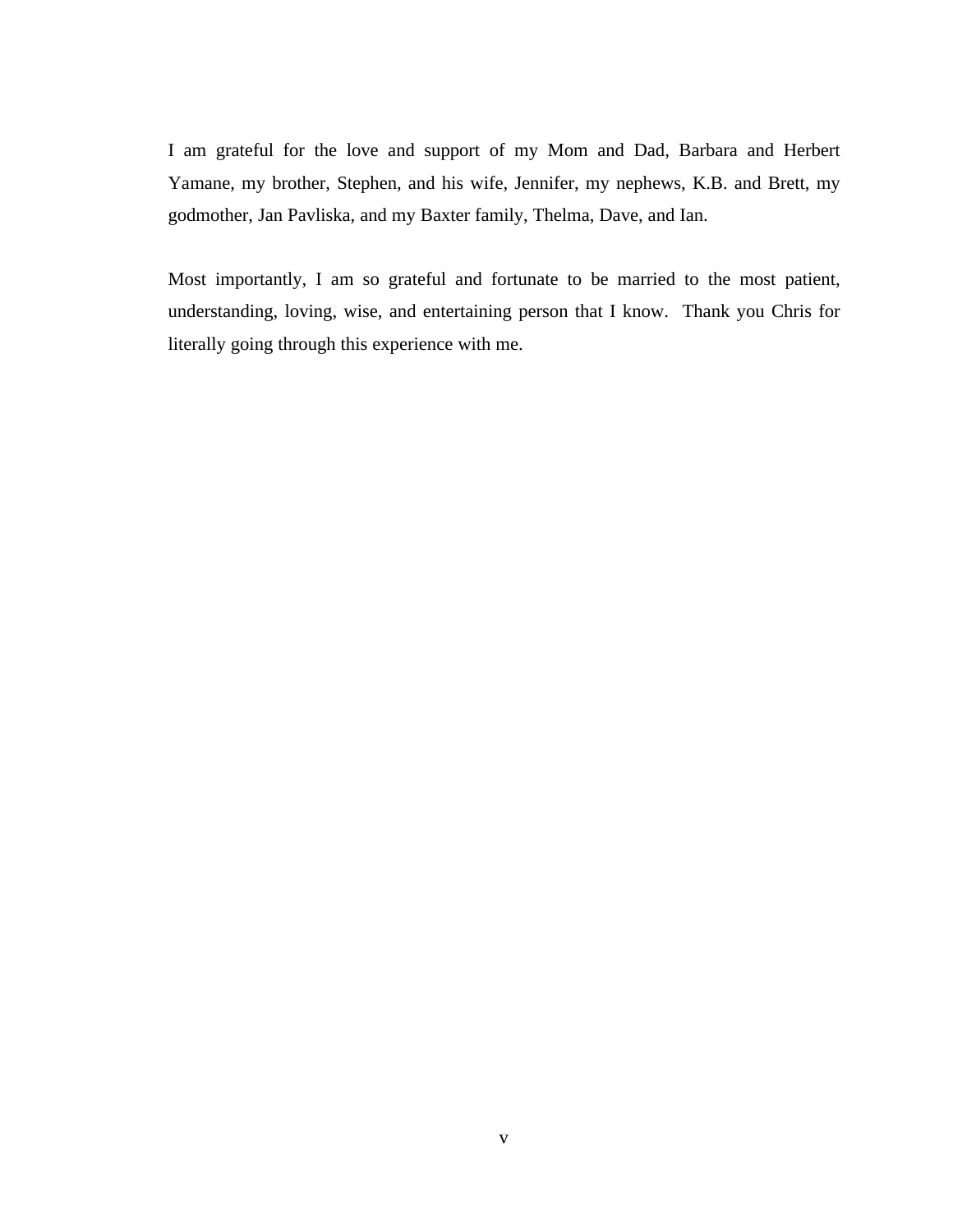I am grateful for the love and support of my Mom and Dad, Barbara and Herbert Yamane, my brother, Stephen, and his wife, Jennifer, my nephews, K.B. and Brett, my godmother, Jan Pavliska, and my Baxter family, Thelma, Dave, and Ian.

Most importantly, I am so grateful and fortunate to be married to the most patient, understanding, loving, wise, and entertaining person that I know. Thank you Chris for literally going through this experience with me.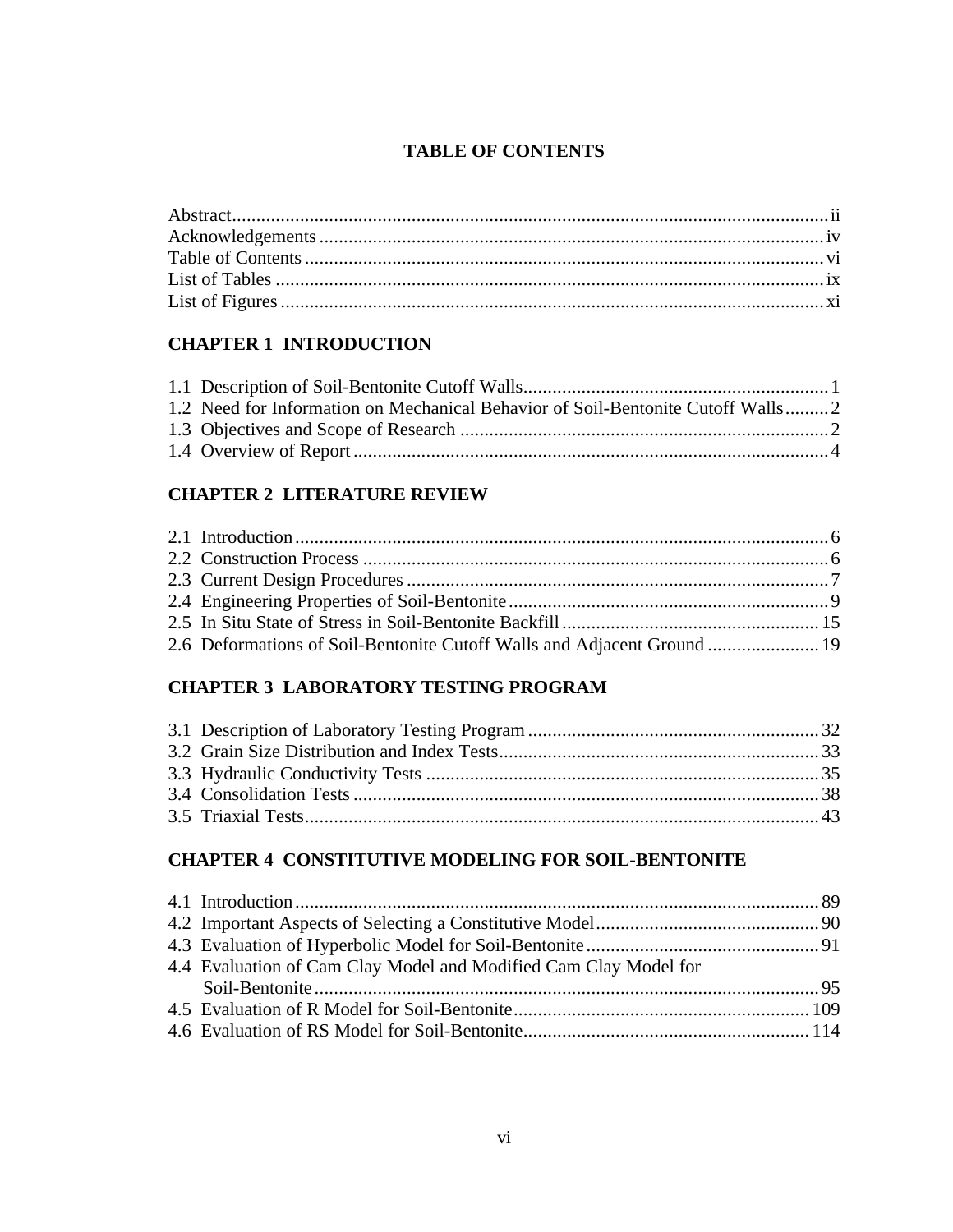# TABLE OF CONTENTS

Abstract ........ ii
Acknowledgements ........ iv
Table of Contents ........ vi
List of Tables ........ ix
List of Figures ........ xi

## CHAPTER 1 INTRODUCTION

1.1 Description of Soil-Bentonite Cutoff Walls ........ 1
1.2 Need for Information on Mechanical Behavior of Soil-Bentonite Cutoff Walls ........ 2
1.3 Objectives and Scope of Research ........ 2
1.4 Overview of Report ........ 4

## CHAPTER 2 LITERATURE REVIEW

2.1 Introduction ........ 6
2.2 Construction Process ........ 6
2.3 Current Design Procedures ........ 7
2.4 Engineering Properties of Soil-Bentonite ........ 9
2.5 In Situ State of Stress in Soil-Bentonite Backfill ........ 15
2.6 Deformations of Soil-Bentonite Cutoff Walls and Adjacent Ground ........ 19

## CHAPTER 3 LABORATORY TESTING PROGRAM

3.1 Description of Laboratory Testing Program ........ 32
3.2 Grain Size Distribution and Index Tests ........ 33
3.3 Hydraulic Conductivity Tests ........ 35
3.4 Consolidation Tests ........ 38
3.5 Triaxial Tests ........ 43

## CHAPTER 4 CONSTITUTIVE MODELING FOR SOIL-BENTONITE

4.1 Introduction ........ 89
4.2 Important Aspects of Selecting a Constitutive Model ........ 90
4.3 Evaluation of Hyperbolic Model for Soil-Bentonite ........ 91
4.4 Evaluation of Cam Clay Model and Modified Cam Clay Model for Soil-Bentonite ........ 95
4.5 Evaluation of R Model for Soil-Bentonite ........ 109
4.6 Evaluation of RS Model for Soil-Bentonite ........ 114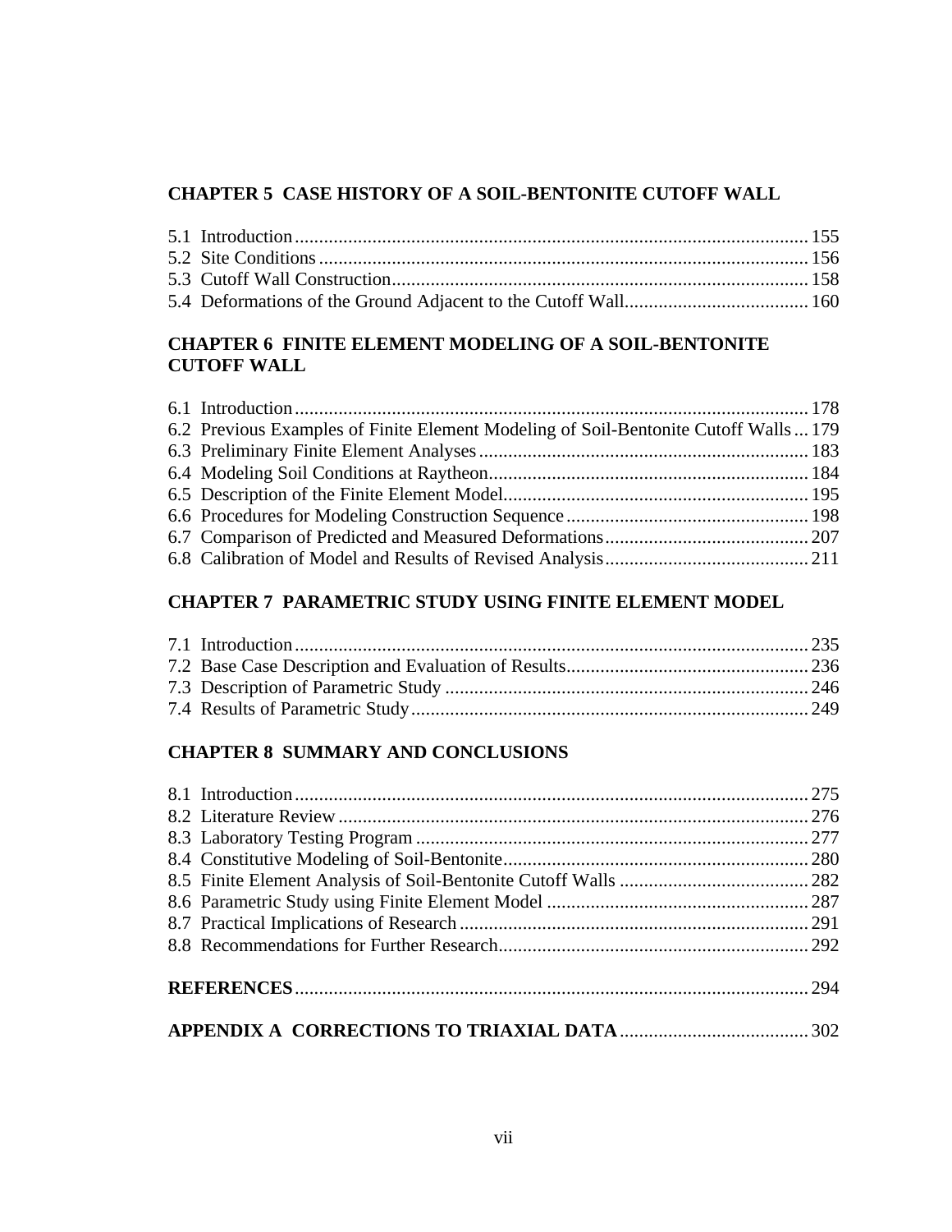**CHAPTER 5 CASE HISTORY OF A SOIL-BENTONITE CUTOFF WALL**

5.1 Introduction .......... 155
5.2 Site Conditions .......... 156
5.3 Cutoff Wall Construction .......... 158
5.4 Deformations of the Ground Adjacent to the Cutoff Wall .......... 160

**CHAPTER 6 FINITE ELEMENT MODELING OF A SOIL-BENTONITE CUTOFF WALL**

6.1 Introduction .......... 178
6.2 Previous Examples of Finite Element Modeling of Soil-Bentonite Cutoff Walls .......... 179
6.3 Preliminary Finite Element Analyses .......... 183
6.4 Modeling Soil Conditions at Raytheon .......... 184
6.5 Description of the Finite Element Model .......... 195
6.6 Procedures for Modeling Construction Sequence .......... 198
6.7 Comparison of Predicted and Measured Deformations .......... 207
6.8 Calibration of Model and Results of Revised Analysis .......... 211

**CHAPTER 7 PARAMETRIC STUDY USING FINITE ELEMENT MODEL**

7.1 Introduction .......... 235
7.2 Base Case Description and Evaluation of Results .......... 236
7.3 Description of Parametric Study .......... 246
7.4 Results of Parametric Study .......... 249

**CHAPTER 8 SUMMARY AND CONCLUSIONS**

8.1 Introduction .......... 275
8.2 Literature Review .......... 276
8.3 Laboratory Testing Program .......... 277
8.4 Constitutive Modeling of Soil-Bentonite .......... 280
8.5 Finite Element Analysis of Soil-Bentonite Cutoff Walls .......... 282
8.6 Parametric Study using Finite Element Model .......... 287
8.7 Practical Implications of Research .......... 291
8.8 Recommendations for Further Research .......... 292

**REFERENCES** .......... 294

**APPENDIX A CORRECTIONS TO TRIAXIAL DATA** .......... 302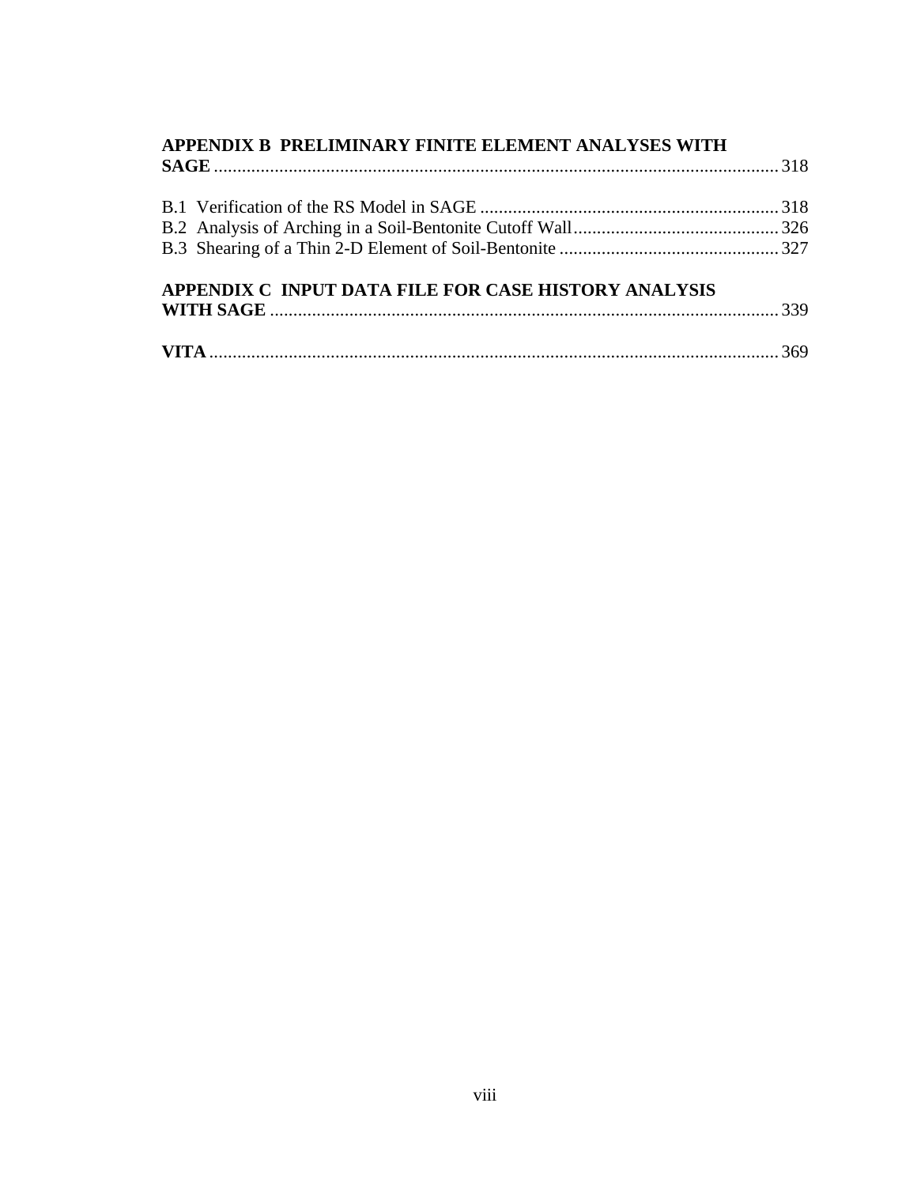**APPENDIX B PRELIMINARY FINITE ELEMENT ANALYSES WITH SAGE** ........ 318

B.1 Verification of the RS Model in SAGE ........ 318
B.2 Analysis of Arching in a Soil-Bentonite Cutoff Wall ........ 326
B.3 Shearing of a Thin 2-D Element of Soil-Bentonite ........ 327

**APPENDIX C INPUT DATA FILE FOR CASE HISTORY ANALYSIS WITH SAGE** ........ 339

**VITA** ........ 369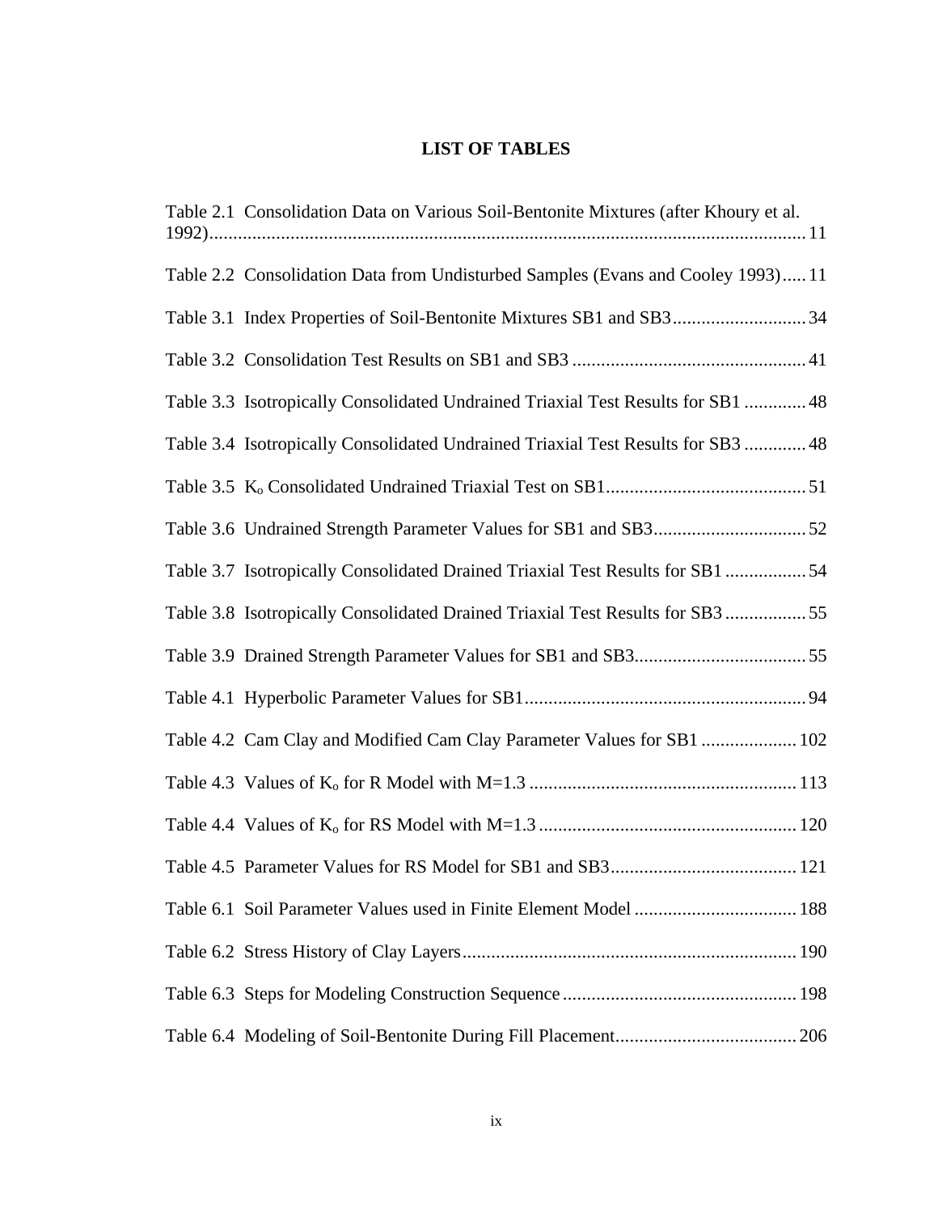# LIST OF TABLES

Table 2.1 Consolidation Data on Various Soil-Bentonite Mixtures (after Khoury et al. 1992) ..... 11

Table 2.2 Consolidation Data from Undisturbed Samples (Evans and Cooley 1993) ..... 11

Table 3.1 Index Properties of Soil-Bentonite Mixtures SB1 and SB3 ..... 34

Table 3.2 Consolidation Test Results on SB1 and SB3 ..... 41

Table 3.3 Isotropically Consolidated Undrained Triaxial Test Results for SB1 ..... 48

Table 3.4 Isotropically Consolidated Undrained Triaxial Test Results for SB3 ..... 48

Table 3.5 $K_o$ Consolidated Undrained Triaxial Test on SB1 ..... 51

Table 3.6 Undrained Strength Parameter Values for SB1 and SB3 ..... 52

Table 3.7 Isotropically Consolidated Drained Triaxial Test Results for SB1 ..... 54

Table 3.8 Isotropically Consolidated Drained Triaxial Test Results for SB3 ..... 55

Table 3.9 Drained Strength Parameter Values for SB1 and SB3 ..... 55

Table 4.1 Hyperbolic Parameter Values for SB1 ..... 94

Table 4.2 Cam Clay and Modified Cam Clay Parameter Values for SB1 ..... 102

Table 4.3 Values of $K_o$ for R Model with M=1.3 ..... 113

Table 4.4 Values of $K_o$ for RS Model with M=1.3 ..... 120

Table 4.5 Parameter Values for RS Model for SB1 and SB3 ..... 121

Table 6.1 Soil Parameter Values used in Finite Element Model ..... 188

Table 6.2 Stress History of Clay Layers ..... 190

Table 6.3 Steps for Modeling Construction Sequence ..... 198

Table 6.4 Modeling of Soil-Bentonite During Fill Placement ..... 206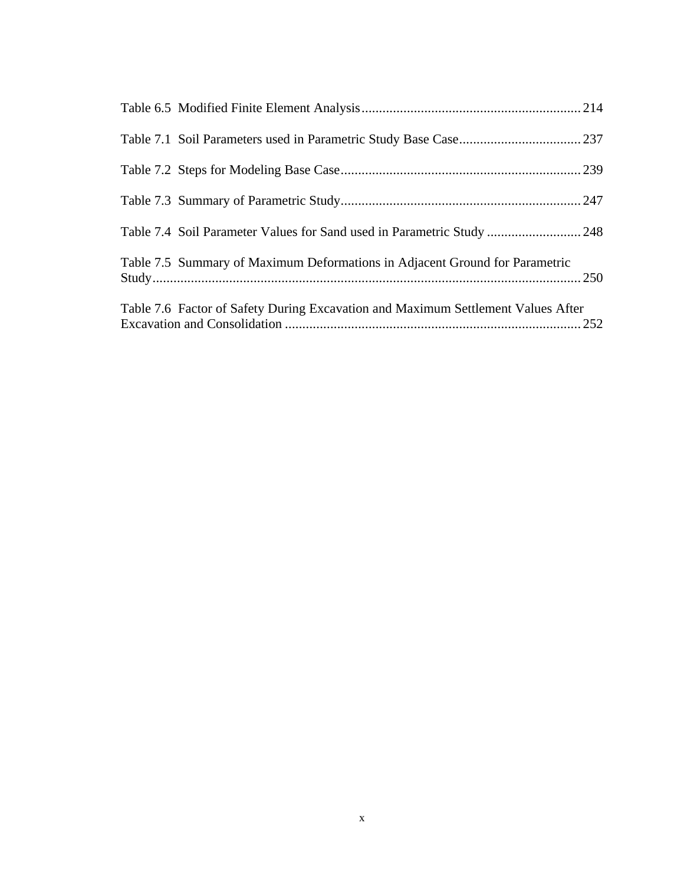Table 6.5 Modified Finite Element Analysis .............................................................. 214

Table 7.1 Soil Parameters used in Parametric Study Base Case ................................... 237

Table 7.2 Steps for Modeling Base Case ..................................................................... 239

Table 7.3 Summary of Parametric Study ..................................................................... 247

Table 7.4 Soil Parameter Values for Sand used in Parametric Study ........................... 248

Table 7.5 Summary of Maximum Deformations in Adjacent Ground for Parametric Study ............................................................................................................................ 250

Table 7.6 Factor of Safety During Excavation and Maximum Settlement Values After Excavation and Consolidation ..................................................................................... 252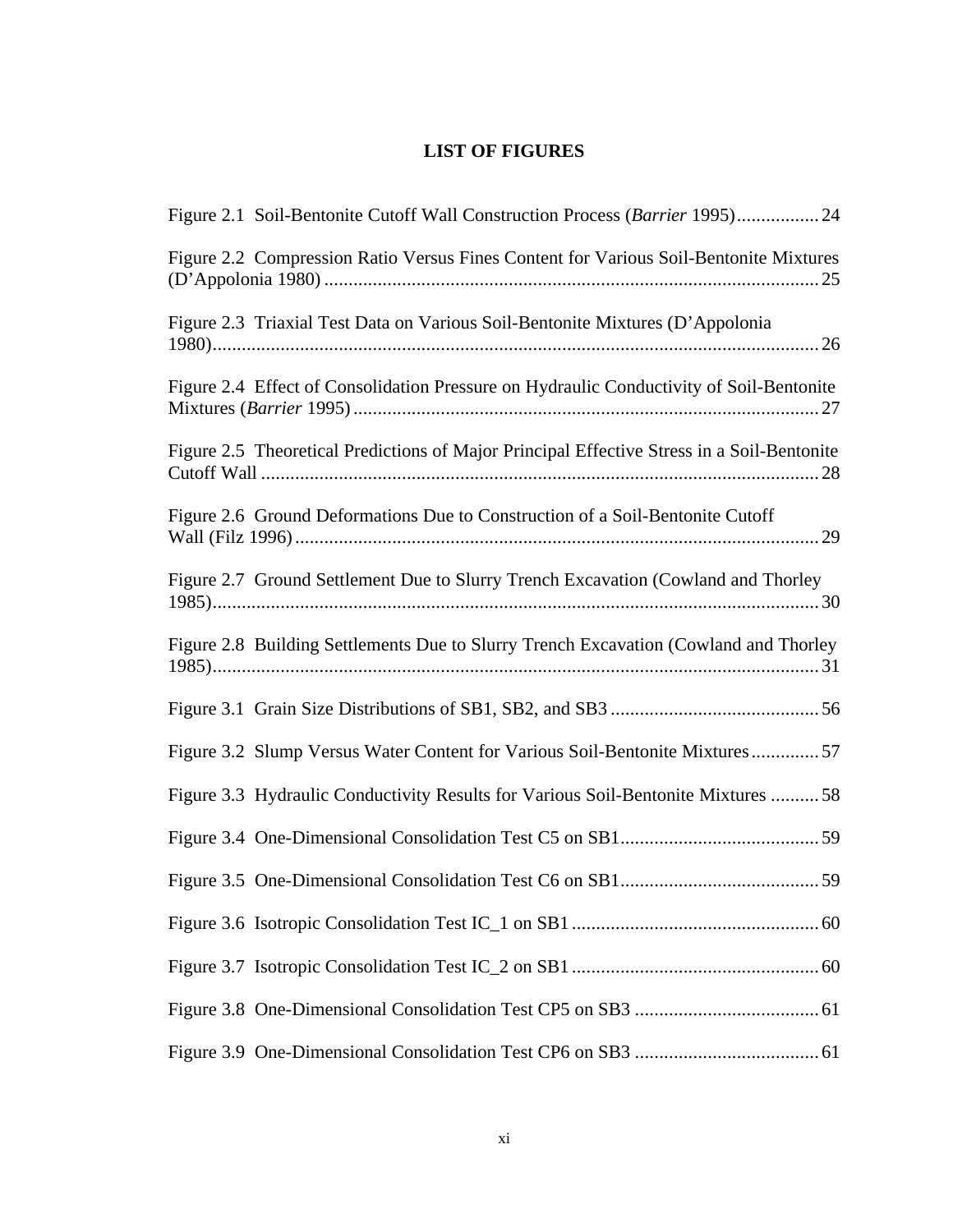# LIST OF FIGURES

Figure 2.1 Soil-Bentonite Cutoff Wall Construction Process (*Barrier* 1995)................. 24

Figure 2.2 Compression Ratio Versus Fines Content for Various Soil-Bentonite Mixtures (D'Appolonia 1980)..................................................................................................... 25

Figure 2.3 Triaxial Test Data on Various Soil-Bentonite Mixtures (D'Appolonia 1980)............................................................................................................................ 26

Figure 2.4 Effect of Consolidation Pressure on Hydraulic Conductivity of Soil-Bentonite Mixtures (*Barrier* 1995)............................................................................................... 27

Figure 2.5 Theoretical Predictions of Major Principal Effective Stress in a Soil-Bentonite Cutoff Wall .................................................................................................................. 28

Figure 2.6 Ground Deformations Due to Construction of a Soil-Bentonite Cutoff Wall (Filz 1996)........................................................................................................... 29

Figure 2.7 Ground Settlement Due to Slurry Trench Excavation (Cowland and Thorley 1985)............................................................................................................................ 30

Figure 2.8 Building Settlements Due to Slurry Trench Excavation (Cowland and Thorley 1985)............................................................................................................................ 31

Figure 3.1 Grain Size Distributions of SB1, SB2, and SB3 ........................................... 56

Figure 3.2 Slump Versus Water Content for Various Soil-Bentonite Mixtures.............. 57

Figure 3.3 Hydraulic Conductivity Results for Various Soil-Bentonite Mixtures .......... 58

Figure 3.4 One-Dimensional Consolidation Test C5 on SB1......................................... 59

Figure 3.5 One-Dimensional Consolidation Test C6 on SB1......................................... 59

Figure 3.6 Isotropic Consolidation Test IC_1 on SB1 ................................................... 60

Figure 3.7 Isotropic Consolidation Test IC_2 on SB1 ................................................... 60

Figure 3.8 One-Dimensional Consolidation Test CP5 on SB3 ...................................... 61

Figure 3.9 One-Dimensional Consolidation Test CP6 on SB3 ...................................... 61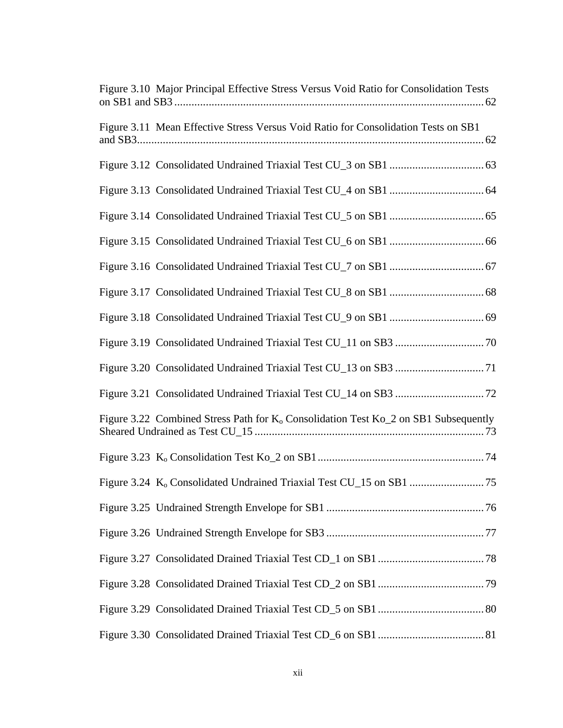Figure 3.10 Major Principal Effective Stress Versus Void Ratio for Consolidation Tests on SB1 and SB3 ........................................................................................................... 62

Figure 3.11 Mean Effective Stress Versus Void Ratio for Consolidation Tests on SB1 and SB3......................................................................................................................... 62

Figure 3.12 Consolidated Undrained Triaxial Test CU_3 on SB1 ................................. 63

Figure 3.13 Consolidated Undrained Triaxial Test CU_4 on SB1 ................................. 64

Figure 3.14 Consolidated Undrained Triaxial Test CU_5 on SB1 ................................. 65

Figure 3.15 Consolidated Undrained Triaxial Test CU_6 on SB1 ................................. 66

Figure 3.16 Consolidated Undrained Triaxial Test CU_7 on SB1 ................................. 67

Figure 3.17 Consolidated Undrained Triaxial Test CU_8 on SB1 ................................. 68

Figure 3.18 Consolidated Undrained Triaxial Test CU_9 on SB1 ................................. 69

Figure 3.19 Consolidated Undrained Triaxial Test CU_11 on SB3 ............................... 70

Figure 3.20 Consolidated Undrained Triaxial Test CU_13 on SB3 ............................... 71

Figure 3.21 Consolidated Undrained Triaxial Test CU_14 on SB3 ............................... 72

Figure 3.22 Combined Stress Path for $K_o$ Consolidation Test Ko_2 on SB1 Subsequently Sheared Undrained as Test CU_15 ................................................................................ 73

Figure 3.23 $K_o$ Consolidation Test Ko_2 on SB1 .......................................................... 74

Figure 3.24 $K_o$ Consolidated Undrained Triaxial Test CU_15 on SB1 .......................... 75

Figure 3.25 Undrained Strength Envelope for SB1 ....................................................... 76

Figure 3.26 Undrained Strength Envelope for SB3 ....................................................... 77

Figure 3.27 Consolidated Drained Triaxial Test CD_1 on SB1 ..................................... 78

Figure 3.28 Consolidated Drained Triaxial Test CD_2 on SB1 ..................................... 79

Figure 3.29 Consolidated Drained Triaxial Test CD_5 on SB1 ..................................... 80

Figure 3.30 Consolidated Drained Triaxial Test CD_6 on SB1 ..................................... 81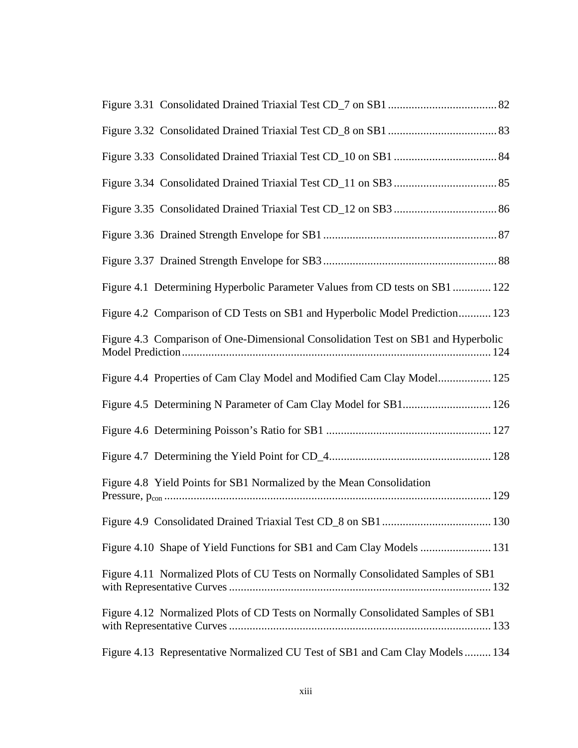Figure 3.31 Consolidated Drained Triaxial Test CD_7 on SB1 ..................................... 82

Figure 3.32 Consolidated Drained Triaxial Test CD_8 on SB1 ..................................... 83

Figure 3.33 Consolidated Drained Triaxial Test CD_10 on SB1 ................................... 84

Figure 3.34 Consolidated Drained Triaxial Test CD_11 on SB3 ................................... 85

Figure 3.35 Consolidated Drained Triaxial Test CD_12 on SB3 ................................... 86

Figure 3.36 Drained Strength Envelope for SB1 ........................................................... 87

Figure 3.37 Drained Strength Envelope for SB3 ........................................................... 88

Figure 4.1 Determining Hyperbolic Parameter Values from CD tests on SB1 ............. 122

Figure 4.2 Comparison of CD Tests on SB1 and Hyperbolic Model Prediction ........... 123

Figure 4.3 Comparison of One-Dimensional Consolidation Test on SB1 and Hyperbolic Model Prediction ......................................................................................................... 124

Figure 4.4 Properties of Cam Clay Model and Modified Cam Clay Model.................. 125

Figure 4.5 Determining N Parameter of Cam Clay Model for SB1.............................. 126

Figure 4.6 Determining Poisson's Ratio for SB1 ........................................................ 127

Figure 4.7 Determining the Yield Point for CD_4....................................................... 128

Figure 4.8 Yield Points for SB1 Normalized by the Mean Consolidation Pressure, $p_{con}$ ............................................................................................................ 129

Figure 4.9 Consolidated Drained Triaxial Test CD_8 on SB1 ..................................... 130

Figure 4.10 Shape of Yield Functions for SB1 and Cam Clay Models ........................ 131

Figure 4.11 Normalized Plots of CU Tests on Normally Consolidated Samples of SB1 with Representative Curves ......................................................................................... 132

Figure 4.12 Normalized Plots of CD Tests on Normally Consolidated Samples of SB1 with Representative Curves ......................................................................................... 133

Figure 4.13 Representative Normalized CU Test of SB1 and Cam Clay Models ......... 134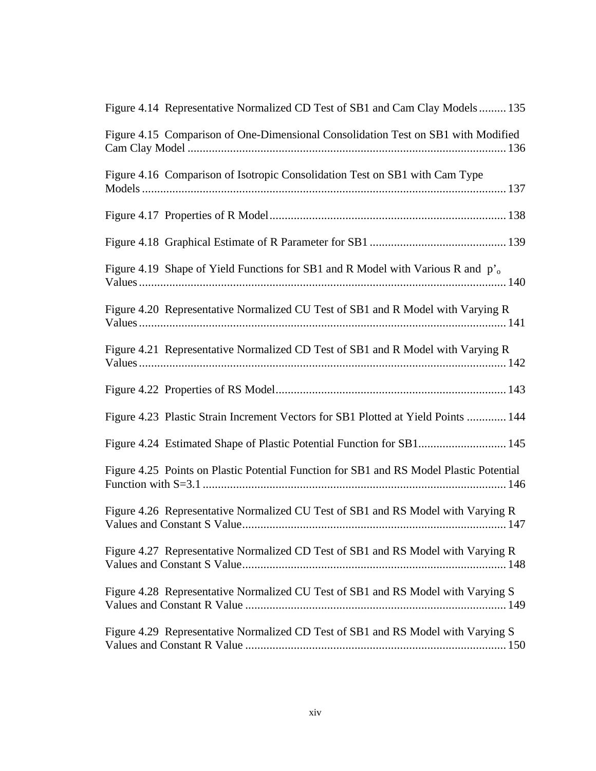Figure 4.14 Representative Normalized CD Test of SB1 and Cam Clay Models ......... 135

Figure 4.15 Comparison of One-Dimensional Consolidation Test on SB1 with Modified Cam Clay Model ......................................................................................................... 136

Figure 4.16 Comparison of Isotropic Consolidation Test on SB1 with Cam Type Models ........................................................................................................................ 137

Figure 4.17 Properties of R Model ............................................................................. 138

Figure 4.18 Graphical Estimate of R Parameter for SB1 ............................................. 139

Figure 4.19 Shape of Yield Functions for SB1 and R Model with Various R and $p'_o$ Values ......................................................................................................................... 140

Figure 4.20 Representative Normalized CU Test of SB1 and R Model with Varying R Values ......................................................................................................................... 141

Figure 4.21 Representative Normalized CD Test of SB1 and R Model with Varying R Values ......................................................................................................................... 142

Figure 4.22 Properties of RS Model ........................................................................... 143

Figure 4.23 Plastic Strain Increment Vectors for SB1 Plotted at Yield Points ............. 144

Figure 4.24 Estimated Shape of Plastic Potential Function for SB1 ............................. 145

Figure 4.25 Points on Plastic Potential Function for SB1 and RS Model Plastic Potential Function with S=3.1 .................................................................................................... 146

Figure 4.26 Representative Normalized CU Test of SB1 and RS Model with Varying R Values and Constant S Value ...................................................................................... 147

Figure 4.27 Representative Normalized CD Test of SB1 and RS Model with Varying R Values and Constant S Value ...................................................................................... 148

Figure 4.28 Representative Normalized CU Test of SB1 and RS Model with Varying S Values and Constant R Value ...................................................................................... 149

Figure 4.29 Representative Normalized CD Test of SB1 and RS Model with Varying S Values and Constant R Value ...................................................................................... 150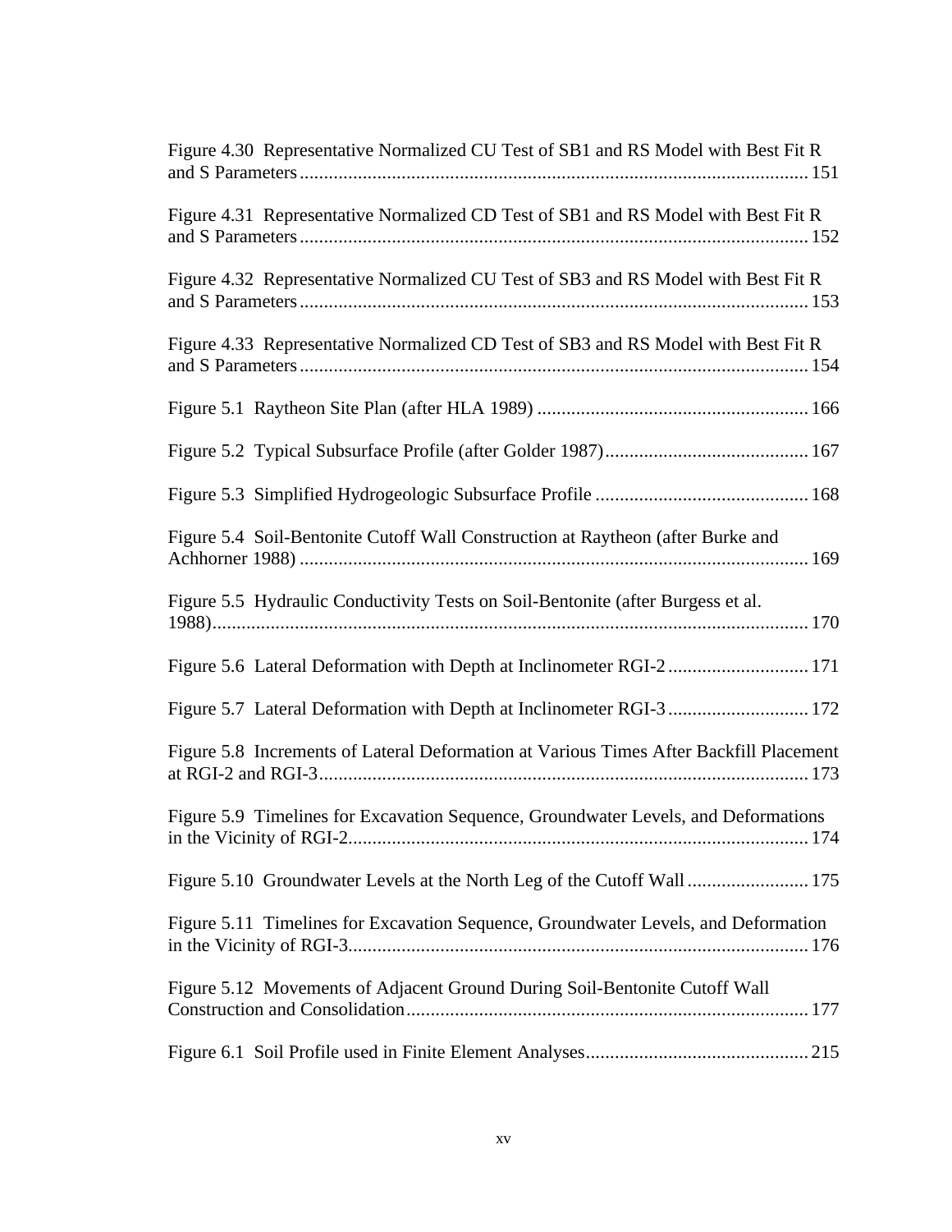Figure 4.30 Representative Normalized CU Test of SB1 and RS Model with Best Fit R and S Parameters ........ 151

Figure 4.31 Representative Normalized CD Test of SB1 and RS Model with Best Fit R and S Parameters ........ 152

Figure 4.32 Representative Normalized CU Test of SB3 and RS Model with Best Fit R and S Parameters ........ 153

Figure 4.33 Representative Normalized CD Test of SB3 and RS Model with Best Fit R and S Parameters ........ 154

Figure 5.1 Raytheon Site Plan (after HLA 1989) ........ 166

Figure 5.2 Typical Subsurface Profile (after Golder 1987) ........ 167

Figure 5.3 Simplified Hydrogeologic Subsurface Profile ........ 168

Figure 5.4 Soil-Bentonite Cutoff Wall Construction at Raytheon (after Burke and Achhorner 1988) ........ 169

Figure 5.5 Hydraulic Conductivity Tests on Soil-Bentonite (after Burgess et al. 1988) ........ 170

Figure 5.6 Lateral Deformation with Depth at Inclinometer RGI-2 ........ 171

Figure 5.7 Lateral Deformation with Depth at Inclinometer RGI-3 ........ 172

Figure 5.8 Increments of Lateral Deformation at Various Times After Backfill Placement at RGI-2 and RGI-3 ........ 173

Figure 5.9 Timelines for Excavation Sequence, Groundwater Levels, and Deformations in the Vicinity of RGI-2 ........ 174

Figure 5.10 Groundwater Levels at the North Leg of the Cutoff Wall ........ 175

Figure 5.11 Timelines for Excavation Sequence, Groundwater Levels, and Deformation in the Vicinity of RGI-3 ........ 176

Figure 5.12 Movements of Adjacent Ground During Soil-Bentonite Cutoff Wall Construction and Consolidation ........ 177

Figure 6.1 Soil Profile used in Finite Element Analyses ........ 215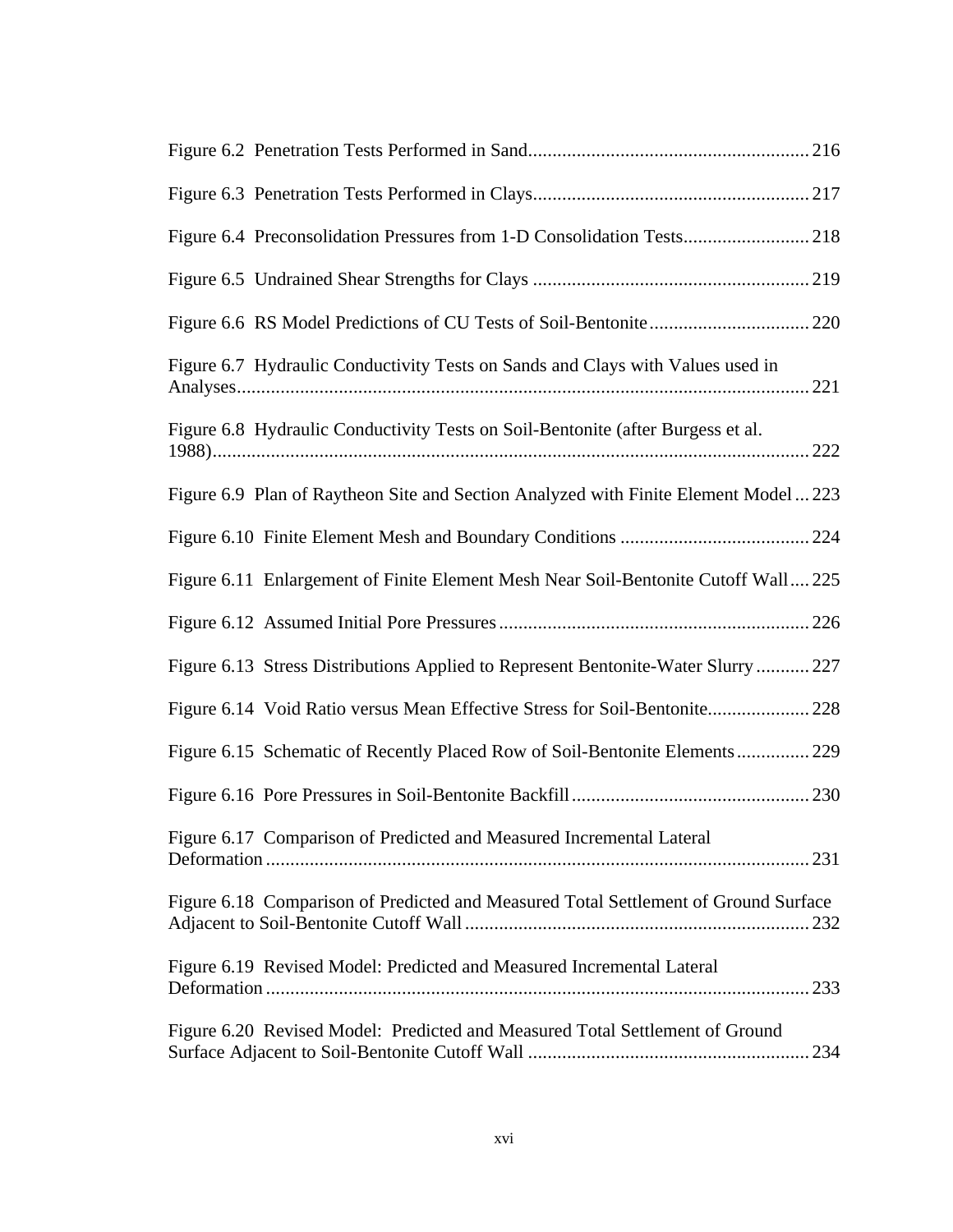Figure 6.2 Penetration Tests Performed in Sand.......................................................... 216

Figure 6.3 Penetration Tests Performed in Clays......................................................... 217

Figure 6.4 Preconsolidation Pressures from 1-D Consolidation Tests.......................... 218

Figure 6.5 Undrained Shear Strengths for Clays ......................................................... 219

Figure 6.6 RS Model Predictions of CU Tests of Soil-Bentonite ................................. 220

Figure 6.7 Hydraulic Conductivity Tests on Sands and Clays with Values used in Analyses....................................................................................................................... 221

Figure 6.8 Hydraulic Conductivity Tests on Soil-Bentonite (after Burgess et al. 1988)........................................................................................................................... 222

Figure 6.9 Plan of Raytheon Site and Section Analyzed with Finite Element Model ... 223

Figure 6.10 Finite Element Mesh and Boundary Conditions ....................................... 224

Figure 6.11 Enlargement of Finite Element Mesh Near Soil-Bentonite Cutoff Wall.... 225

Figure 6.12 Assumed Initial Pore Pressures ................................................................ 226

Figure 6.13 Stress Distributions Applied to Represent Bentonite-Water Slurry ........... 227

Figure 6.14 Void Ratio versus Mean Effective Stress for Soil-Bentonite..................... 228

Figure 6.15 Schematic of Recently Placed Row of Soil-Bentonite Elements ............... 229

Figure 6.16 Pore Pressures in Soil-Bentonite Backfill ................................................. 230

Figure 6.17 Comparison of Predicted and Measured Incremental Lateral Deformation ................................................................................................................ 231

Figure 6.18 Comparison of Predicted and Measured Total Settlement of Ground Surface Adjacent to Soil-Bentonite Cutoff Wall ....................................................................... 232

Figure 6.19 Revised Model: Predicted and Measured Incremental Lateral Deformation ................................................................................................................ 233

Figure 6.20 Revised Model: Predicted and Measured Total Settlement of Ground Surface Adjacent to Soil-Bentonite Cutoff Wall .......................................................... 234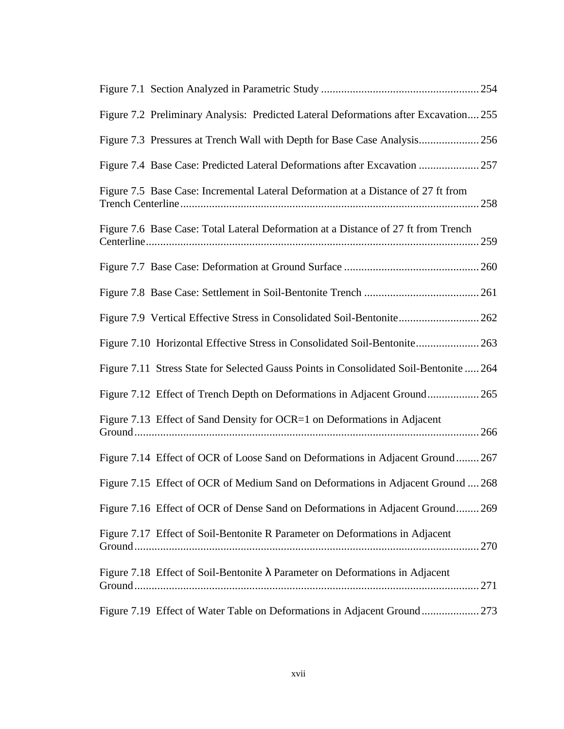Figure 7.1 Section Analyzed in Parametric Study ....................................................... 254

Figure 7.2 Preliminary Analysis: Predicted Lateral Deformations after Excavation.... 255

Figure 7.3 Pressures at Trench Wall with Depth for Base Case Analysis..................... 256

Figure 7.4 Base Case: Predicted Lateral Deformations after Excavation ..................... 257

Figure 7.5 Base Case: Incremental Lateral Deformation at a Distance of 27 ft from Trench Centerline ........................................................................................................ 258

Figure 7.6 Base Case: Total Lateral Deformation at a Distance of 27 ft from Trench Centerline .................................................................................................................... 259

Figure 7.7 Base Case: Deformation at Ground Surface ............................................... 260

Figure 7.8 Base Case: Settlement in Soil-Bentonite Trench ........................................ 261

Figure 7.9 Vertical Effective Stress in Consolidated Soil-Bentonite............................ 262

Figure 7.10 Horizontal Effective Stress in Consolidated Soil-Bentonite...................... 263

Figure 7.11 Stress State for Selected Gauss Points in Consolidated Soil-Bentonite ..... 264

Figure 7.12 Effect of Trench Depth on Deformations in Adjacent Ground.................. 265

Figure 7.13 Effect of Sand Density for OCR=1 on Deformations in Adjacent Ground ........................................................................................................................ 266

Figure 7.14 Effect of OCR of Loose Sand on Deformations in Adjacent Ground........ 267

Figure 7.15 Effect of OCR of Medium Sand on Deformations in Adjacent Ground .... 268

Figure 7.16 Effect of OCR of Dense Sand on Deformations in Adjacent Ground........ 269

Figure 7.17 Effect of Soil-Bentonite R Parameter on Deformations in Adjacent Ground ........................................................................................................................ 270

Figure 7.18 Effect of Soil-Bentonite $\lambda$ Parameter on Deformations in Adjacent Ground ........................................................................................................................ 271

Figure 7.19 Effect of Water Table on Deformations in Adjacent Ground.................... 273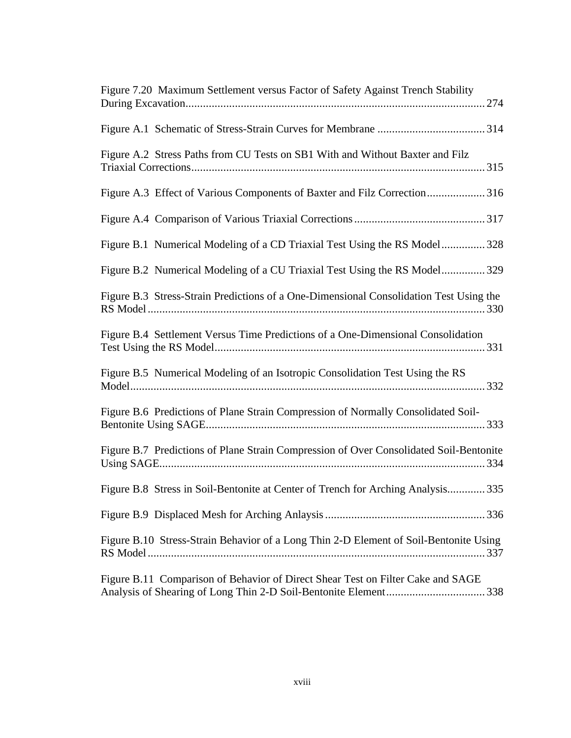Figure 7.20 Maximum Settlement versus Factor of Safety Against Trench Stability During Excavation........................................................................................................ 274

Figure A.1 Schematic of Stress-Strain Curves for Membrane ..................................... 314

Figure A.2 Stress Paths from CU Tests on SB1 With and Without Baxter and Filz Triaxial Corrections..................................................................................................... 315

Figure A.3 Effect of Various Components of Baxter and Filz Correction.................... 316

Figure A.4 Comparison of Various Triaxial Corrections ............................................. 317

Figure B.1 Numerical Modeling of a CD Triaxial Test Using the RS Model............... 328

Figure B.2 Numerical Modeling of a CU Triaxial Test Using the RS Model............... 329

Figure B.3 Stress-Strain Predictions of a One-Dimensional Consolidation Test Using the RS Model ................................................................................................................... 330

Figure B.4 Settlement Versus Time Predictions of a One-Dimensional Consolidation Test Using the RS Model............................................................................................. 331

Figure B.5 Numerical Modeling of an Isotropic Consolidation Test Using the RS Model........................................................................................................................... 332

Figure B.6 Predictions of Plane Strain Compression of Normally Consolidated Soil-Bentonite Using SAGE................................................................................................ 333

Figure B.7 Predictions of Plane Strain Compression of Over Consolidated Soil-Bentonite Using SAGE................................................................................................................ 334

Figure B.8 Stress in Soil-Bentonite at Center of Trench for Arching Analysis............. 335

Figure B.9 Displaced Mesh for Arching Anlaysis ....................................................... 336

Figure B.10 Stress-Strain Behavior of a Long Thin 2-D Element of Soil-Bentonite Using RS Model ................................................................................................................... 337

Figure B.11 Comparison of Behavior of Direct Shear Test on Filter Cake and SAGE Analysis of Shearing of Long Thin 2-D Soil-Bentonite Element.................................. 338